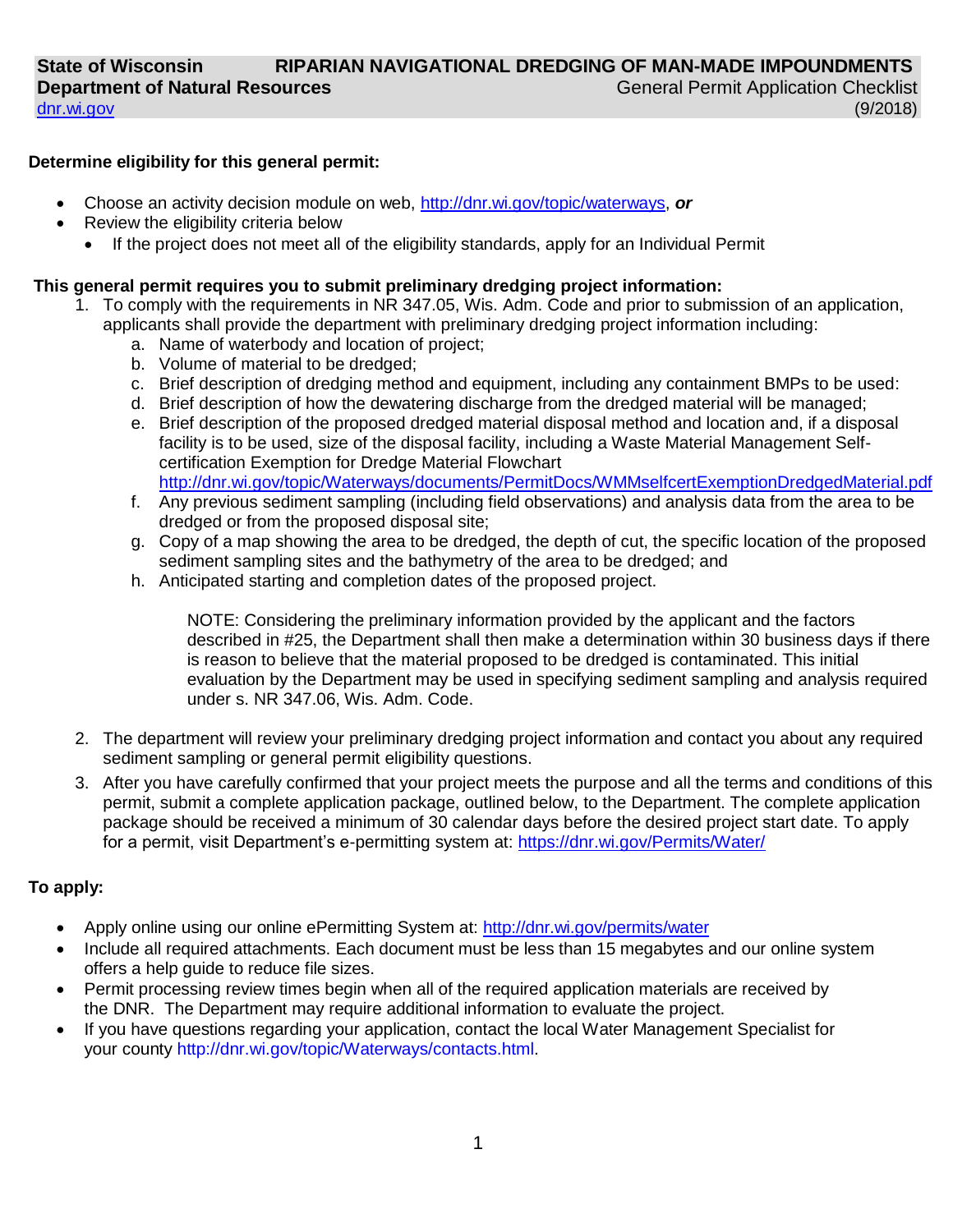**State of Wisconsin** **RIPARIAN NAVIGATIONAL DREDGING OF MAN-MADE IMPOUNDMENTS**
**Department of Natural Resources** General Permit Application Checklist
dnr.wi.gov (9/2018)

**Determine eligibility for this general permit:**

- Choose an activity decision module on web, http://dnr.wi.gov/topic/waterways, ***or***
- Review the eligibility criteria below
  - If the project does not meet all of the eligibility standards, apply for an Individual Permit

**This general permit requires you to submit preliminary dredging project information:**

1. To comply with the requirements in NR 347.05, Wis. Adm. Code and prior to submission of an application, applicants shall provide the department with preliminary dredging project information including:
   a. Name of waterbody and location of project;
   b. Volume of material to be dredged;
   c. Brief description of dredging method and equipment, including any containment BMPs to be used:
   d. Brief description of how the dewatering discharge from the dredged material will be managed;
   e. Brief description of the proposed dredged material disposal method and location and, if a disposal facility is to be used, size of the disposal facility, including a Waste Material Management Self-certification Exemption for Dredge Material Flowchart http://dnr.wi.gov/topic/Waterways/documents/PermitDocs/WMMselfcertExemptionDredgedMaterial.pdf
   f. Any previous sediment sampling (including field observations) and analysis data from the area to be dredged or from the proposed disposal site;
   g. Copy of a map showing the area to be dredged, the depth of cut, the specific location of the proposed sediment sampling sites and the bathymetry of the area to be dredged; and
   h. Anticipated starting and completion dates of the proposed project.

   NOTE: Considering the preliminary information provided by the applicant and the factors described in #25, the Department shall then make a determination within 30 business days if there is reason to believe that the material proposed to be dredged is contaminated. This initial evaluation by the Department may be used in specifying sediment sampling and analysis required under s. NR 347.06, Wis. Adm. Code.

2. The department will review your preliminary dredging project information and contact you about any required sediment sampling or general permit eligibility questions.
3. After you have carefully confirmed that your project meets the purpose and all the terms and conditions of this permit, submit a complete application package, outlined below, to the Department. The complete application package should be received a minimum of 30 calendar days before the desired project start date. To apply for a permit, visit Department's e-permitting system at: https://dnr.wi.gov/Permits/Water/

**To apply:**

- Apply online using our online ePermitting System at: http://dnr.wi.gov/permits/water
- Include all required attachments. Each document must be less than 15 megabytes and our online system offers a help guide to reduce file sizes.
- Permit processing review times begin when all of the required application materials are received by the DNR. The Department may require additional information to evaluate the project.
- If you have questions regarding your application, contact the local Water Management Specialist for your county http://dnr.wi.gov/topic/Waterways/contacts.html.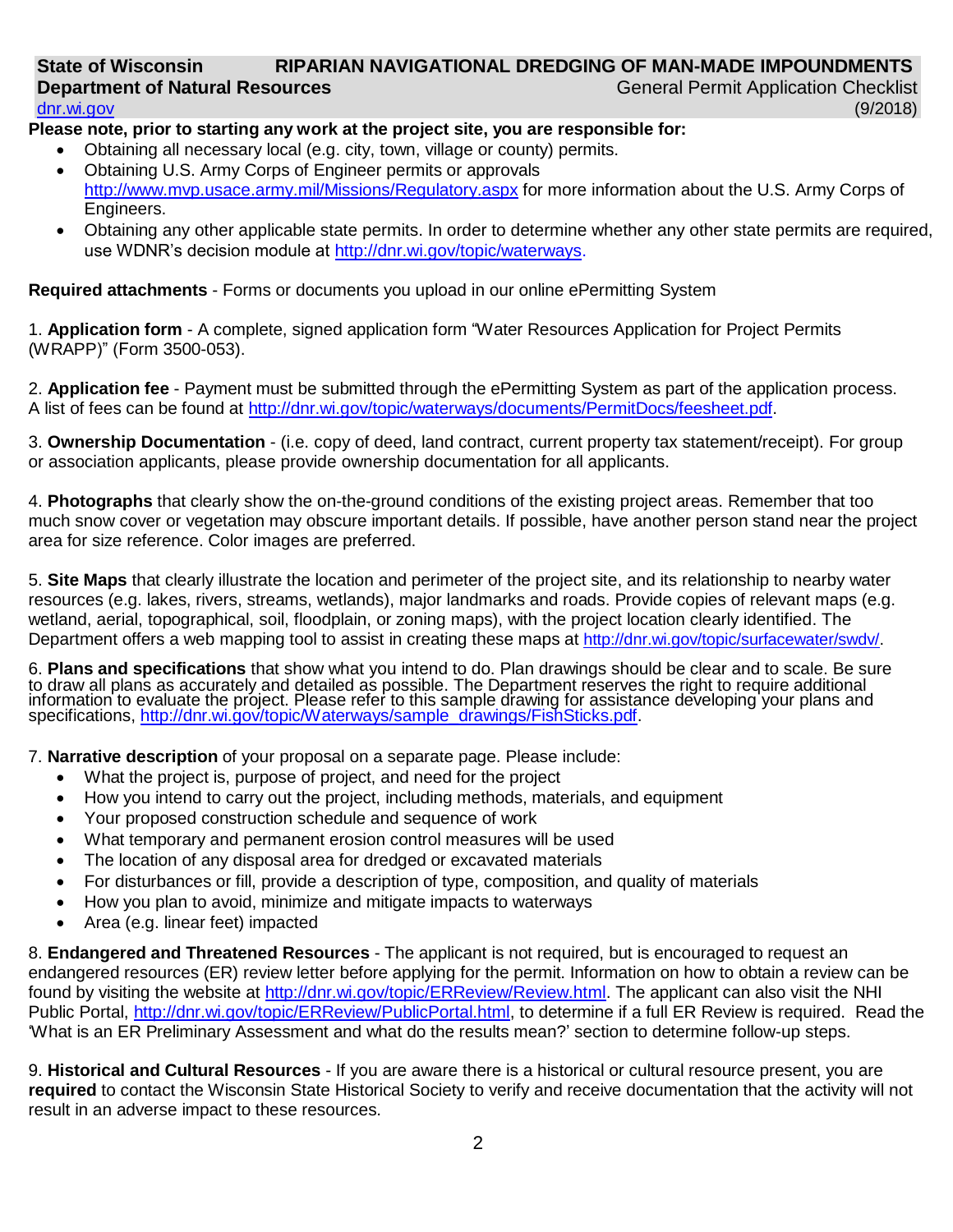State of Wisconsin **RIPARIAN NAVIGATIONAL DREDGING OF MAN-MADE IMPOUNDMENTS**
**Department of Natural Resources** General Permit Application Checklist
dnr.wi.gov (9/2018)

**Please note, prior to starting any work at the project site, you are responsible for:**

- Obtaining all necessary local (e.g. city, town, village or county) permits.
- Obtaining U.S. Army Corps of Engineer permits or approvals http://www.mvp.usace.army.mil/Missions/Regulatory.aspx for more information about the U.S. Army Corps of Engineers.
- Obtaining any other applicable state permits. In order to determine whether any other state permits are required, use WDNR's decision module at http://dnr.wi.gov/topic/waterways.

**Required attachments** - Forms or documents you upload in our online ePermitting System

1. **Application form** - A complete, signed application form "Water Resources Application for Project Permits (WRAPP)" (Form 3500-053).

2. **Application fee** - Payment must be submitted through the ePermitting System as part of the application process. A list of fees can be found at http://dnr.wi.gov/topic/waterways/documents/PermitDocs/feesheet.pdf.

3. **Ownership Documentation** - (i.e. copy of deed, land contract, current property tax statement/receipt). For group or association applicants, please provide ownership documentation for all applicants.

4. **Photographs** that clearly show the on-the-ground conditions of the existing project areas. Remember that too much snow cover or vegetation may obscure important details. If possible, have another person stand near the project area for size reference. Color images are preferred.

5. **Site Maps** that clearly illustrate the location and perimeter of the project site, and its relationship to nearby water resources (e.g. lakes, rivers, streams, wetlands), major landmarks and roads. Provide copies of relevant maps (e.g. wetland, aerial, topographical, soil, floodplain, or zoning maps), with the project location clearly identified. The Department offers a web mapping tool to assist in creating these maps at http://dnr.wi.gov/topic/surfacewater/swdv/.

6. **Plans and specifications** that show what you intend to do. Plan drawings should be clear and to scale. Be sure to draw all plans as accurately and detailed as possible. The Department reserves the right to require additional information to evaluate the project. Please refer to this sample drawing for assistance developing your plans and specifications, http://dnr.wi.gov/topic/Waterways/sample_drawings/FishSticks.pdf.

7. **Narrative description** of your proposal on a separate page. Please include:
   - What the project is, purpose of project, and need for the project
   - How you intend to carry out the project, including methods, materials, and equipment
   - Your proposed construction schedule and sequence of work
   - What temporary and permanent erosion control measures will be used
   - The location of any disposal area for dredged or excavated materials
   - For disturbances or fill, provide a description of type, composition, and quality of materials
   - How you plan to avoid, minimize and mitigate impacts to waterways
   - Area (e.g. linear feet) impacted

8. **Endangered and Threatened Resources** - The applicant is not required, but is encouraged to request an endangered resources (ER) review letter before applying for the permit. Information on how to obtain a review can be found by visiting the website at http://dnr.wi.gov/topic/ERReview/Review.html. The applicant can also visit the NHI Public Portal, http://dnr.wi.gov/topic/ERReview/PublicPortal.html, to determine if a full ER Review is required. Read the 'What is an ER Preliminary Assessment and what do the results mean?' section to determine follow-up steps.

9. **Historical and Cultural Resources** - If you are aware there is a historical or cultural resource present, you are **required** to contact the Wisconsin State Historical Society to verify and receive documentation that the activity will not result in an adverse impact to these resources.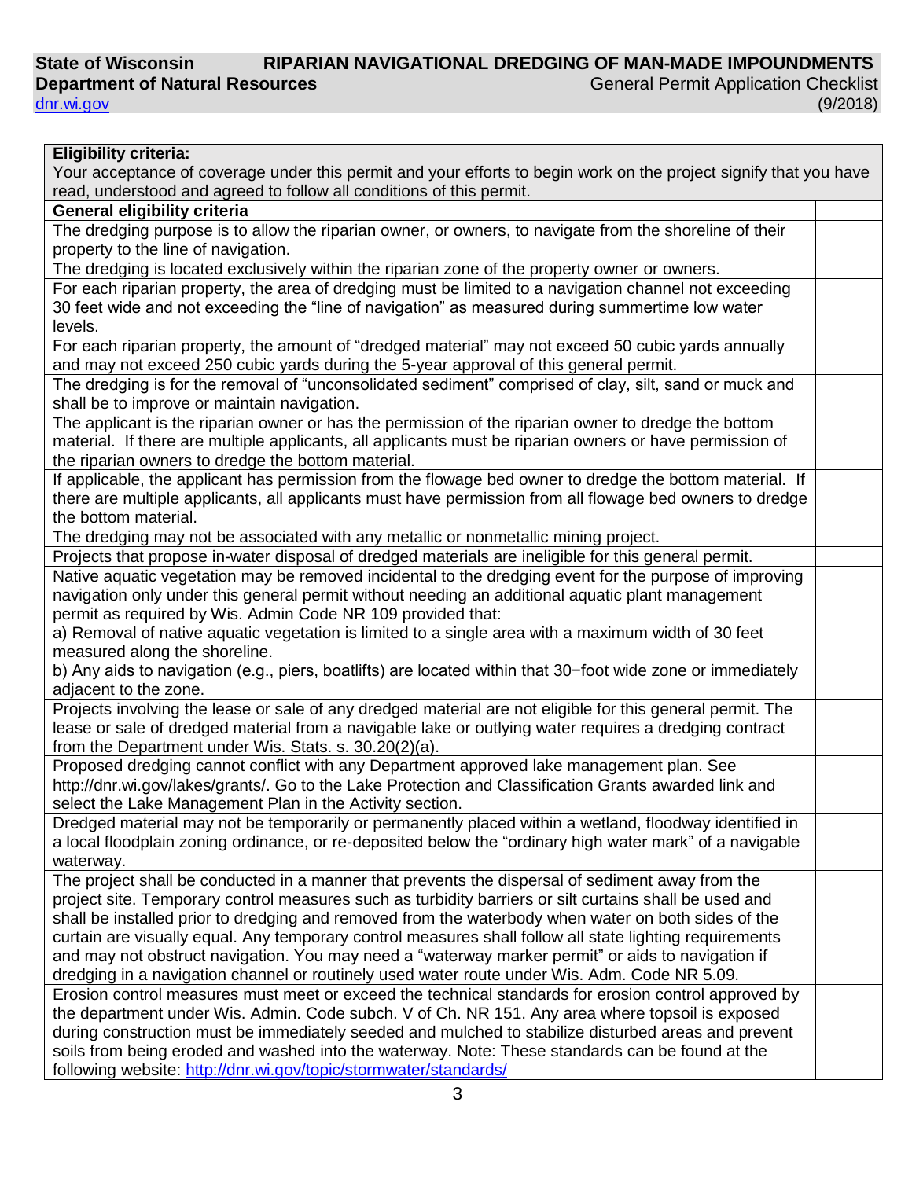State of Wisconsin **RIPARIAN NAVIGATIONAL DREDGING OF MAN-MADE IMPOUNDMENTS**
**Department of Natural Resources** General Permit Application Checklist
dnr.wi.gov (9/2018)

| **Eligibility criteria:** Your acceptance of coverage under this permit and your efforts to begin work on the project signify that you have read, understood and agreed to follow all conditions of this permit. | |
|---|---|
| **General eligibility criteria** | |
| The dredging purpose is to allow the riparian owner, or owners, to navigate from the shoreline of their property to the line of navigation. | |
| The dredging is located exclusively within the riparian zone of the property owner or owners. | |
| For each riparian property, the area of dredging must be limited to a navigation channel not exceeding 30 feet wide and not exceeding the "line of navigation" as measured during summertime low water levels. | |
| For each riparian property, the amount of "dredged material" may not exceed 50 cubic yards annually and may not exceed 250 cubic yards during the 5-year approval of this general permit. | |
| The dredging is for the removal of "unconsolidated sediment" comprised of clay, silt, sand or muck and shall be to improve or maintain navigation. | |
| The applicant is the riparian owner or has the permission of the riparian owner to dredge the bottom material. If there are multiple applicants, all applicants must be riparian owners or have permission of the riparian owners to dredge the bottom material. | |
| If applicable, the applicant has permission from the flowage bed owner to dredge the bottom material. If there are multiple applicants, all applicants must have permission from all flowage bed owners to dredge the bottom material. | |
| The dredging may not be associated with any metallic or nonmetallic mining project. | |
| Projects that propose in-water disposal of dredged materials are ineligible for this general permit. | |
| Native aquatic vegetation may be removed incidental to the dredging event for the purpose of improving navigation only under this general permit without needing an additional aquatic plant management permit as required by Wis. Admin Code NR 109 provided that: a) Removal of native aquatic vegetation is limited to a single area with a maximum width of 30 feet measured along the shoreline. b) Any aids to navigation (e.g., piers, boatlifts) are located within that 30−foot wide zone or immediately adjacent to the zone. | |
| Projects involving the lease or sale of any dredged material are not eligible for this general permit. The lease or sale of dredged material from a navigable lake or outlying water requires a dredging contract from the Department under Wis. Stats. s. 30.20(2)(a). | |
| Proposed dredging cannot conflict with any Department approved lake management plan. See http://dnr.wi.gov/lakes/grants/. Go to the Lake Protection and Classification Grants awarded link and select the Lake Management Plan in the Activity section. | |
| Dredged material may not be temporarily or permanently placed within a wetland, floodway identified in a local floodplain zoning ordinance, or re-deposited below the "ordinary high water mark" of a navigable waterway. | |
| The project shall be conducted in a manner that prevents the dispersal of sediment away from the project site. Temporary control measures such as turbidity barriers or silt curtains shall be used and shall be installed prior to dredging and removed from the waterbody when water on both sides of the curtain are visually equal. Any temporary control measures shall follow all state lighting requirements and may not obstruct navigation. You may need a "waterway marker permit" or aids to navigation if dredging in a navigation channel or routinely used water route under Wis. Adm. Code NR 5.09. | |
| Erosion control measures must meet or exceed the technical standards for erosion control approved by the department under Wis. Admin. Code subch. V of Ch. NR 151. Any area where topsoil is exposed during construction must be immediately seeded and mulched to stabilize disturbed areas and prevent soils from being eroded and washed into the waterway. Note: These standards can be found at the following website: http://dnr.wi.gov/topic/stormwater/standards/ | |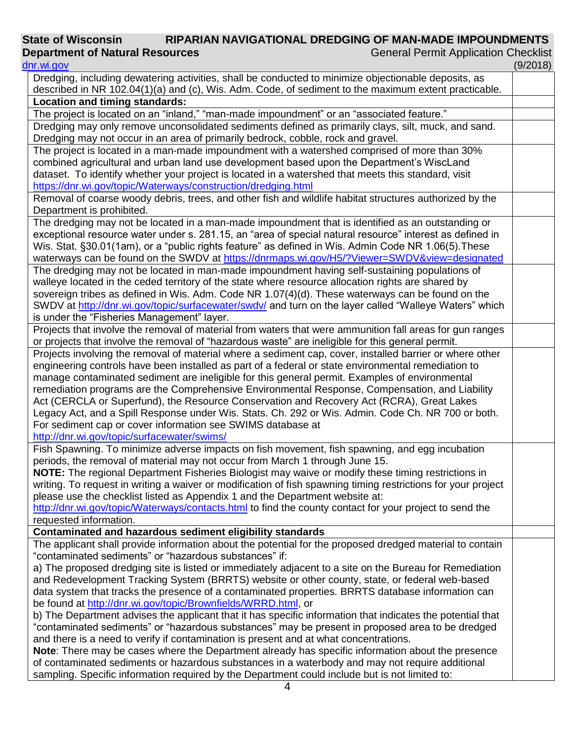| | |
|---|---|
| Dredging, including dewatering activities, shall be conducted to minimize objectionable deposits, as described in NR 102.04(1)(a) and (c), Wis. Adm. Code, of sediment to the maximum extent practicable. | |
| **Location and timing standards:** | |
| The project is located on an "inland," "man-made impoundment" or an "associated feature." | |
| Dredging may only remove unconsolidated sediments defined as primarily clays, silt, muck, and sand. Dredging may not occur in an area of primarily bedrock, cobble, rock and gravel. | |
| The project is located in a man-made impoundment with a watershed comprised of more than 30% combined agricultural and urban land use development based upon the Department's WiscLand dataset. To identify whether your project is located in a watershed that meets this standard, visit https://dnr.wi.gov/topic/Waterways/construction/dredging.html | |
| Removal of coarse woody debris, trees, and other fish and wildlife habitat structures authorized by the Department is prohibited. | |
| The dredging may not be located in a man-made impoundment that is identified as an outstanding or exceptional resource water under s. 281.15, an "area of special natural resource" interest as defined in Wis. Stat. §30.01(1am), or a "public rights feature" as defined in Wis. Admin Code NR 1.06(5).These waterways can be found on the SWDV at https://dnrmaps.wi.gov/H5/?Viewer=SWDV&view=designated | |
| The dredging may not be located in man-made impoundment having self-sustaining populations of walleye located in the ceded territory of the state where resource allocation rights are shared by sovereign tribes as defined in Wis. Adm. Code NR 1.07(4)(d). These waterways can be found on the SWDV at http://dnr.wi.gov/topic/surfacewater/swdv/ and turn on the layer called "Walleye Waters" which is under the "Fisheries Management" layer. | |
| Projects that involve the removal of material from waters that were ammunition fall areas for gun ranges or projects that involve the removal of "hazardous waste" are ineligible for this general permit. | |
| Projects involving the removal of material where a sediment cap, cover, installed barrier or where other engineering controls have been installed as part of a federal or state environmental remediation to manage contaminated sediment are ineligible for this general permit. Examples of environmental remediation programs are the Comprehensive Environmental Response, Compensation, and Liability Act (CERCLA or Superfund), the Resource Conservation and Recovery Act (RCRA), Great Lakes Legacy Act, and a Spill Response under Wis. Stats. Ch. 292 or Wis. Admin. Code Ch. NR 700 or both. For sediment cap or cover information see SWIMS database at http://dnr.wi.gov/topic/surfacewater/swims/ | |
| Fish Spawning. To minimize adverse impacts on fish movement, fish spawning, and egg incubation periods, the removal of material may not occur from March 1 through June 15.<br>**NOTE:** The regional Department Fisheries Biologist may waive or modify these timing restrictions in writing. To request in writing a waiver or modification of fish spawning timing restrictions for your project please use the checklist listed as Appendix 1 and the Department website at: http://dnr.wi.gov/topic/Waterways/contacts.html to find the county contact for your project to send the requested information. | |
| **Contaminated and hazardous sediment eligibility standards** | |
| The applicant shall provide information about the potential for the proposed dredged material to contain "contaminated sediments" or "hazardous substances" if:<br>a) The proposed dredging site is listed or immediately adjacent to a site on the Bureau for Remediation and Redevelopment Tracking System (BRRTS) website or other county, state, or federal web-based data system that tracks the presence of a contaminated properties. BRRTS database information can be found at http://dnr.wi.gov/topic/Brownfields/WRRD.html, or<br>b) The Department advises the applicant that it has specific information that indicates the potential that "contaminated sediments" or "hazardous substances" may be present in proposed area to be dredged and there is a need to verify if contamination is present and at what concentrations.<br>**Note**: There may be cases where the Department already has specific information about the presence of contaminated sediments or hazardous substances in a waterbody and may not require additional sampling. Specific information required by the Department could include but is not limited to: | |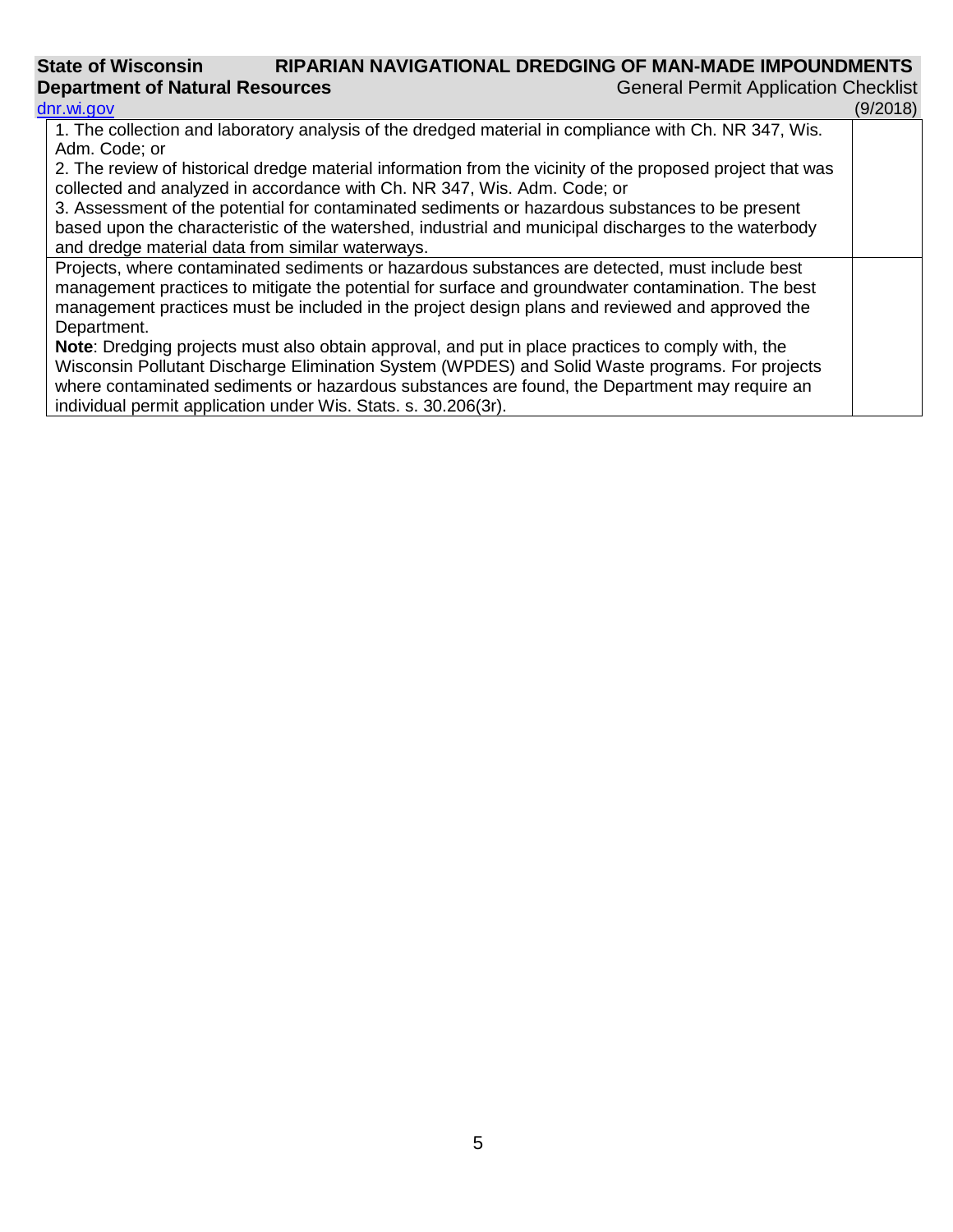| | |
|---|---|
| 1. The collection and laboratory analysis of the dredged material in compliance with Ch. NR 347, Wis. Adm. Code; or<br>2. The review of historical dredge material information from the vicinity of the proposed project that was collected and analyzed in accordance with Ch. NR 347, Wis. Adm. Code; or<br>3. Assessment of the potential for contaminated sediments or hazardous substances to be present based upon the characteristic of the watershed, industrial and municipal discharges to the waterbody and dredge material data from similar waterways. | |
| Projects, where contaminated sediments or hazardous substances are detected, must include best management practices to mitigate the potential for surface and groundwater contamination. The best management practices must be included in the project design plans and reviewed and approved the Department.<br>**Note**: Dredging projects must also obtain approval, and put in place practices to comply with, the Wisconsin Pollutant Discharge Elimination System (WPDES) and Solid Waste programs. For projects where contaminated sediments or hazardous substances are found, the Department may require an individual permit application under Wis. Stats. s. 30.206(3r). | |